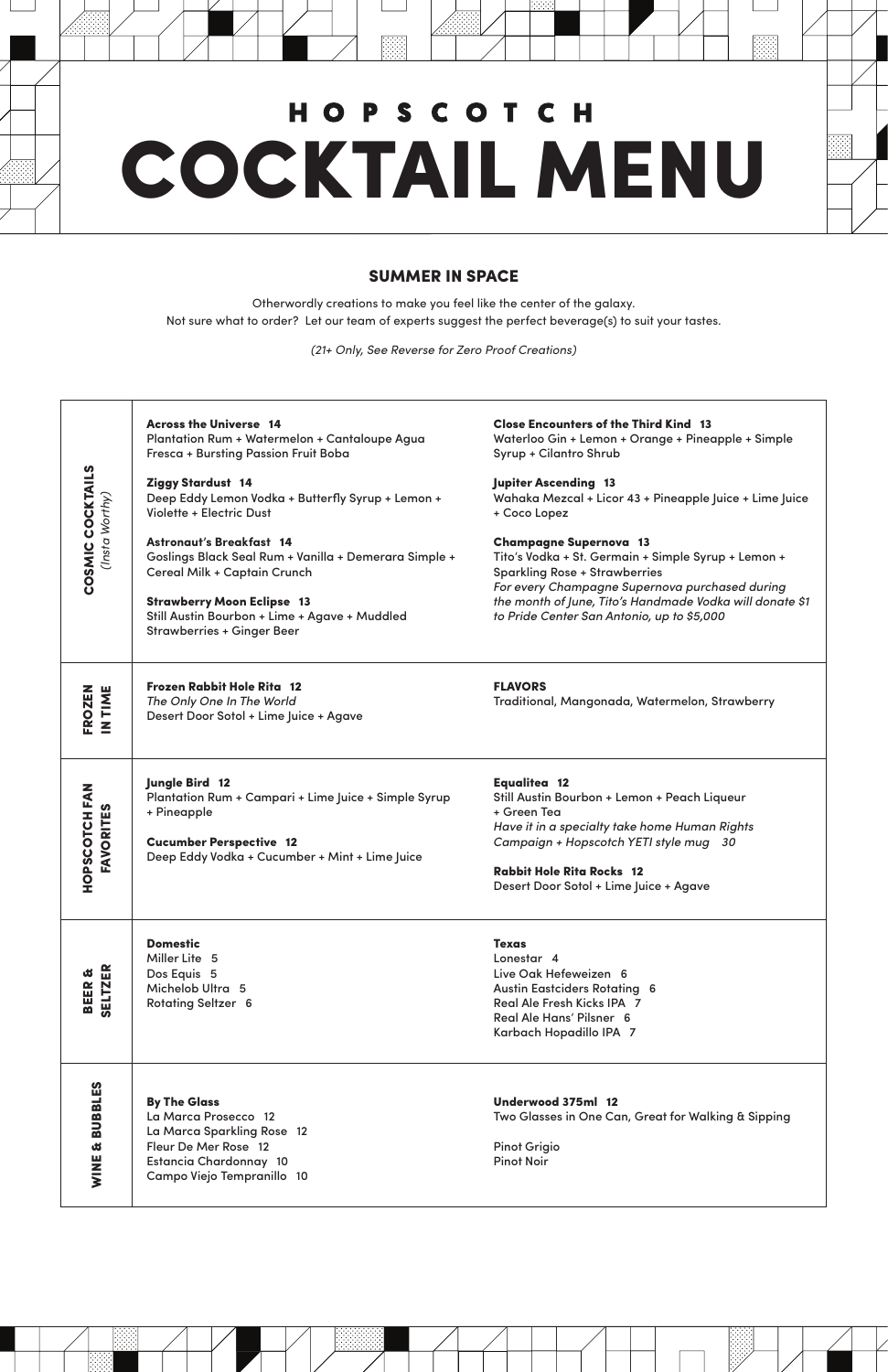# HOPSCOTCH

# COCKTAIL MENU

## SUMMER IN SPACE

Otherwordly creations to make you feel like the center of the galaxy.
Not sure what to order? Let our team of experts suggest the perfect beverage(s) to suit your tastes.

*(21+ Only, See Reverse for Zero Proof Creations)*

### COSMIC COCKTAILS *(Insta Worthy)*

**Across the Universe 14**
Plantation Rum + Watermelon + Cantaloupe Agua Fresca + Bursting Passion Fruit Boba

**Ziggy Stardust 14**
Deep Eddy Lemon Vodka + Butterfly Syrup + Lemon + Violette + Electric Dust

**Astronaut's Breakfast 14**
Goslings Black Seal Rum + Vanilla + Demerara Simple + Cereal Milk + Captain Crunch

**Strawberry Moon Eclipse 13**
Still Austin Bourbon + Lime + Agave + Muddled Strawberries + Ginger Beer

**Close Encounters of the Third Kind 13**
Waterloo Gin + Lemon + Orange + Pineapple + Simple Syrup + Cilantro Shrub

**Jupiter Ascending 13**
Wahaka Mezcal + Licor 43 + Pineapple Juice + Lime Juice + Coco Lopez

**Champagne Supernova 13**
Tito's Vodka + St. Germain + Simple Syrup + Lemon + Sparkling Rose + Strawberries
*For every Champagne Supernova purchased during the month of June, Tito's Handmade Vodka will donate $1 to Pride Center San Antonio, up to $5,000*

### FROZEN IN TIME

**Frozen Rabbit Hole Rita 12**
*The Only One In The World*
Desert Door Sotol + Lime Juice + Agave

**FLAVORS**
Traditional, Mangonada, Watermelon, Strawberry

### HOPSCOTCH FAN FAVORITES

**Jungle Bird 12**
Plantation Rum + Campari + Lime Juice + Simple Syrup + Pineapple

**Cucumber Perspective 12**
Deep Eddy Vodka + Cucumber + Mint + Lime Juice

**Equalitea 12**
Still Austin Bourbon + Lemon + Peach Liqueur + Green Tea
*Have it in a specialty take home Human Rights Campaign + Hopscotch YETI style mug 30*

**Rabbit Hole Rita Rocks 12**
Desert Door Sotol + Lime Juice + Agave

### BEER & SELTZER

**Domestic**
Miller Lite 5
Dos Equis 5
Michelob Ultra 5
Rotating Seltzer 6

**Texas**
Lonestar 4
Live Oak Hefeweizen 6
Austin Eastciders Rotating 6
Real Ale Fresh Kicks IPA 7
Real Ale Hans' Pilsner 6
Karbach Hopadillo IPA 7

### WINE & BUBBLES

**By The Glass**
La Marca Prosecco 12
La Marca Sparkling Rose 12
Fleur De Mer Rose 12
Estancia Chardonnay 10
Campo Viejo Tempranillo 10

**Underwood 375ml 12**
Two Glasses in One Can, Great for Walking & Sipping

Pinot Grigio
Pinot Noir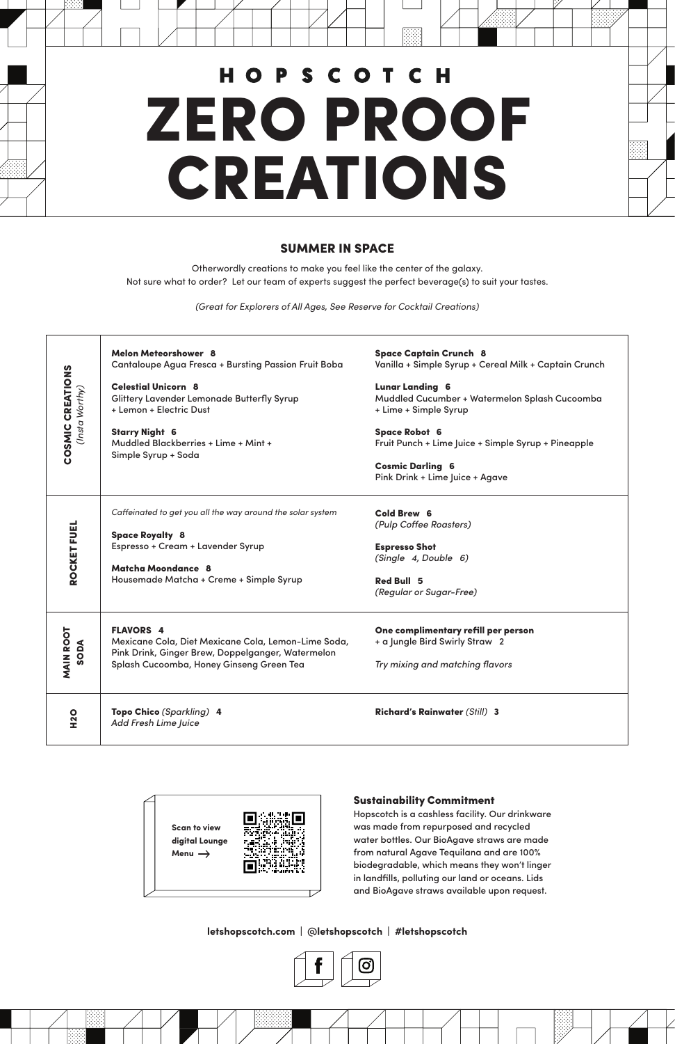# HOPSCOTCH

# ZERO PROOF CREATIONS

## SUMMER IN SPACE

Otherwordly creations to make you feel like the center of the galaxy.
Not sure what to order? Let our team of experts suggest the perfect beverage(s) to suit your tastes.

*(Great for Explorers of All Ages, See Reserve for Cocktail Creations)*

| | | |
|---|---|---|
| **COSMIC CREATIONS** *(Insta Worthy)* | **Melon Meteorshower 8**<br>Cantaloupe Agua Fresca + Bursting Passion Fruit Boba<br><br>**Celestial Unicorn 8**<br>Glittery Lavender Lemonade Butterfly Syrup + Lemon + Electric Dust<br><br>**Starry Night 6**<br>Muddled Blackberries + Lime + Mint + Simple Syrup + Soda | **Space Captain Crunch 8**<br>Vanilla + Simple Syrup + Cereal Milk + Captain Crunch<br><br>**Lunar Landing 6**<br>Muddled Cucumber + Watermelon Splash Cucoomba + Lime + Simple Syrup<br><br>**Space Robot 6**<br>Fruit Punch + Lime Juice + Simple Syrup + Pineapple<br><br>**Cosmic Darling 6**<br>Pink Drink + Lime Juice + Agave |
| **ROCKET FUEL** | *Caffeinated to get you all the way around the solar system*<br><br>**Space Royalty 8**<br>Espresso + Cream + Lavender Syrup<br><br>**Matcha Moondance 8**<br>Housemade Matcha + Creme + Simple Syrup | **Cold Brew 6**<br>*(Pulp Coffee Roasters)*<br><br>**Espresso Shot**<br>*(Single 4, Double 6)*<br><br>**Red Bull 5**<br>*(Regular or Sugar-Free)* |
| **MAIN ROOT SODA** | **FLAVORS 4**<br>Mexicane Cola, Diet Mexicane Cola, Lemon-Lime Soda, Pink Drink, Ginger Brew, Doppelganger, Watermelon Splash Cucoomba, Honey Ginseng Green Tea | **One complimentary refill per person**<br>+ a Jungle Bird Swirly Straw 2<br><br>*Try mixing and matching flavors* |
| **H2O** | **Topo Chico** *(Sparkling)* **4**<br>*Add Fresh Lime Juice* | **Richard's Rainwater** *(Still)* **3** |

**Scan to view digital Lounge Menu** →

### Sustainability Commitment

Hopscotch is a cashless facility. Our drinkware was made from repurposed and recycled water bottles. Our BioAgave straws are made from natural Agave Tequilana and are 100% biodegradable, which means they won't linger in landfills, polluting our land or oceans. Lids and BioAgave straws available upon request.

**letshopscotch.com | @letshopscotch | #letshopscotch**